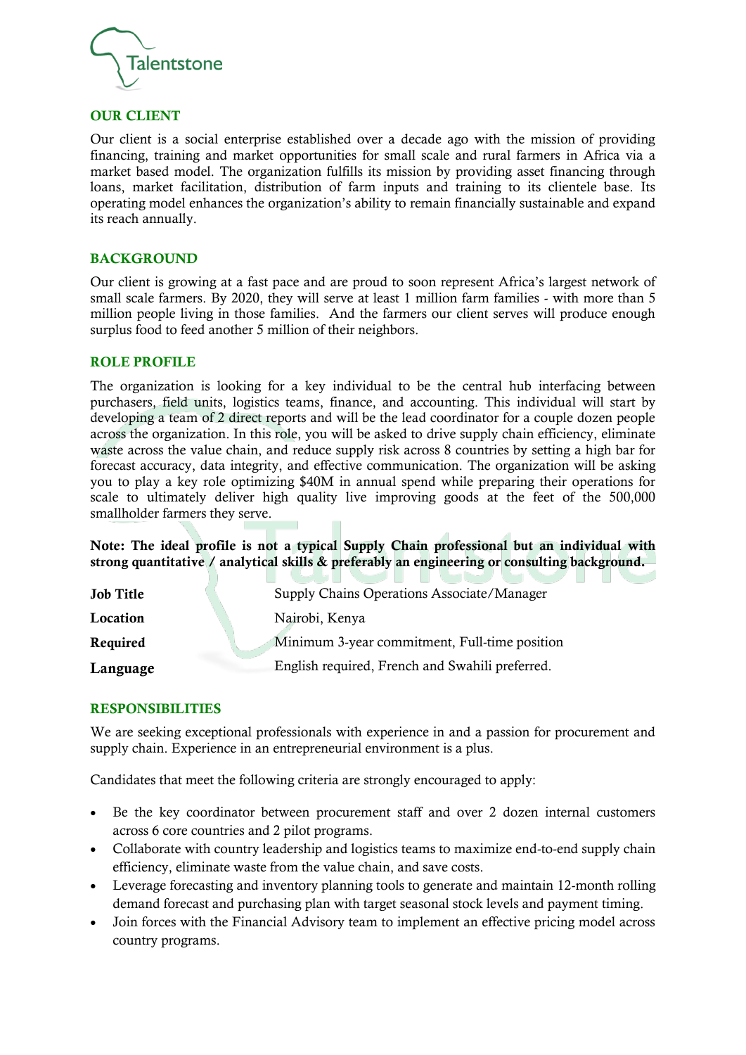Talentstone

## OUR CLIENT

Our client is a social enterprise established over a decade ago with the mission of providing financing, training and market opportunities for small scale and rural farmers in Africa via a market based model. The organization fulfills its mission by providing asset financing through loans, market facilitation, distribution of farm inputs and training to its clientele base. Its operating model enhances the organization's ability to remain financially sustainable and expand its reach annually.

## BACKGROUND

Our client is growing at a fast pace and are proud to soon represent Africa's largest network of small scale farmers. By 2020, they will serve at least 1 million farm families - with more than 5 million people living in those families. And the farmers our client serves will produce enough surplus food to feed another 5 million of their neighbors.

## ROLE PROFILE

The organization is looking for a key individual to be the central hub interfacing between purchasers, field units, logistics teams, finance, and accounting. This individual will start by developing a team of 2 direct reports and will be the lead coordinator for a couple dozen people across the organization. In this role, you will be asked to drive supply chain efficiency, eliminate waste across the value chain, and reduce supply risk across 8 countries by setting a high bar for forecast accuracy, data integrity, and effective communication. The organization will be asking you to play a key role optimizing $40M in annual spend while preparing their operations for scale to ultimately deliver high quality live improving goods at the feet of the 500,000 smallholder farmers they serve.

**Note: The ideal profile is not a typical Supply Chain professional but an individual with strong quantitative / analytical skills & preferably an engineering or consulting background.**

| | |
|---|---|
| **Job Title** | Supply Chains Operations Associate/Manager |
| **Location** | Nairobi, Kenya |
| **Required** | Minimum 3-year commitment, Full-time position |
| **Language** | English required, French and Swahili preferred. |

## RESPONSIBILITIES

We are seeking exceptional professionals with experience in and a passion for procurement and supply chain. Experience in an entrepreneurial environment is a plus.

Candidates that meet the following criteria are strongly encouraged to apply:

- Be the key coordinator between procurement staff and over 2 dozen internal customers across 6 core countries and 2 pilot programs.
- Collaborate with country leadership and logistics teams to maximize end-to-end supply chain efficiency, eliminate waste from the value chain, and save costs.
- Leverage forecasting and inventory planning tools to generate and maintain 12-month rolling demand forecast and purchasing plan with target seasonal stock levels and payment timing.
- Join forces with the Financial Advisory team to implement an effective pricing model across country programs.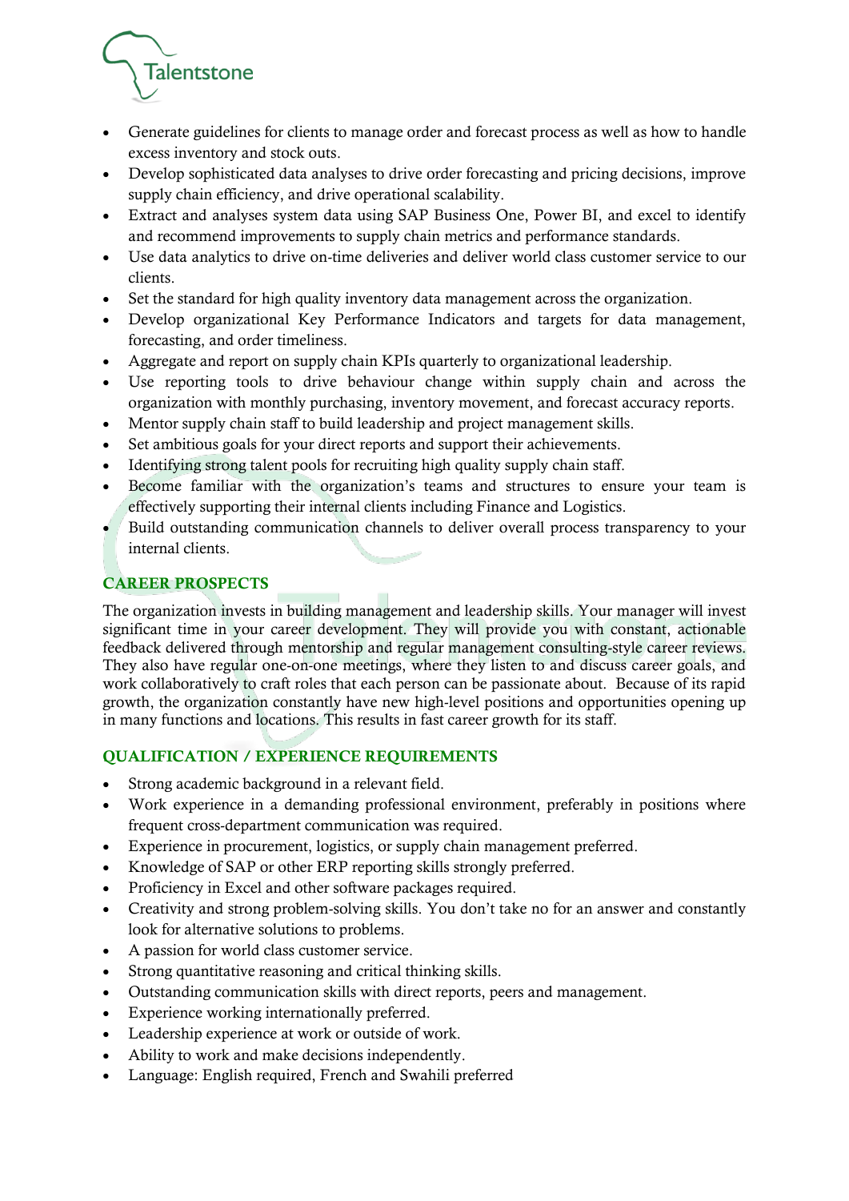- Generate guidelines for clients to manage order and forecast process as well as how to handle excess inventory and stock outs.
- Develop sophisticated data analyses to drive order forecasting and pricing decisions, improve supply chain efficiency, and drive operational scalability.
- Extract and analyses system data using SAP Business One, Power BI, and excel to identify and recommend improvements to supply chain metrics and performance standards.
- Use data analytics to drive on-time deliveries and deliver world class customer service to our clients.
- Set the standard for high quality inventory data management across the organization.
- Develop organizational Key Performance Indicators and targets for data management, forecasting, and order timeliness.
- Aggregate and report on supply chain KPIs quarterly to organizational leadership.
- Use reporting tools to drive behaviour change within supply chain and across the organization with monthly purchasing, inventory movement, and forecast accuracy reports.
- Mentor supply chain staff to build leadership and project management skills.
- Set ambitious goals for your direct reports and support their achievements.
- Identifying strong talent pools for recruiting high quality supply chain staff.
- Become familiar with the organization's teams and structures to ensure your team is effectively supporting their internal clients including Finance and Logistics.
- Build outstanding communication channels to deliver overall process transparency to your internal clients.

## CAREER PROSPECTS

The organization invests in building management and leadership skills. Your manager will invest significant time in your career development. They will provide you with constant, actionable feedback delivered through mentorship and regular management consulting-style career reviews. They also have regular one-on-one meetings, where they listen to and discuss career goals, and work collaboratively to craft roles that each person can be passionate about. Because of its rapid growth, the organization constantly have new high-level positions and opportunities opening up in many functions and locations. This results in fast career growth for its staff.

## QUALIFICATION / EXPERIENCE REQUIREMENTS

- Strong academic background in a relevant field.
- Work experience in a demanding professional environment, preferably in positions where frequent cross-department communication was required.
- Experience in procurement, logistics, or supply chain management preferred.
- Knowledge of SAP or other ERP reporting skills strongly preferred.
- Proficiency in Excel and other software packages required.
- Creativity and strong problem-solving skills. You don't take no for an answer and constantly look for alternative solutions to problems.
- A passion for world class customer service.
- Strong quantitative reasoning and critical thinking skills.
- Outstanding communication skills with direct reports, peers and management.
- Experience working internationally preferred.
- Leadership experience at work or outside of work.
- Ability to work and make decisions independently.
- Language: English required, French and Swahili preferred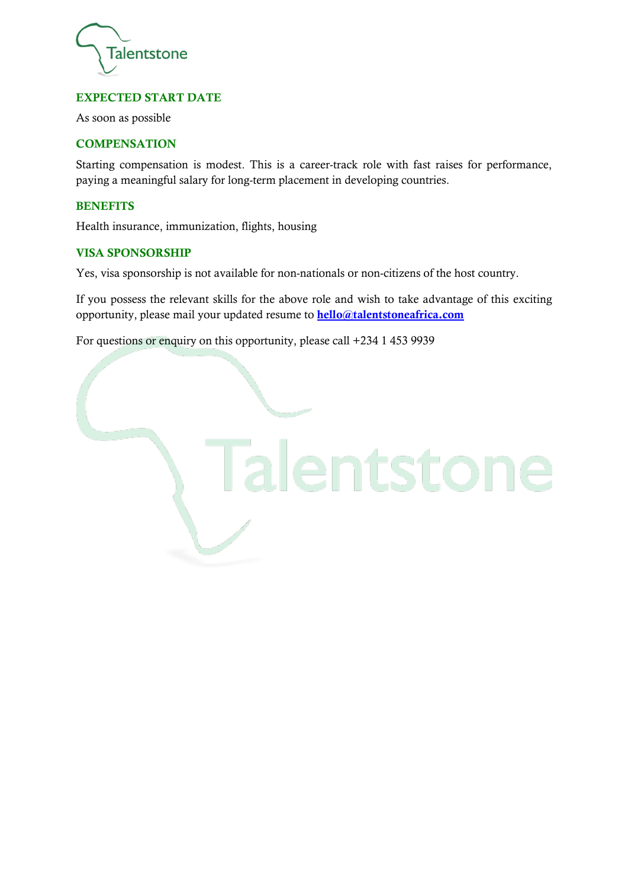## EXPECTED START DATE

As soon as possible

## COMPENSATION

Starting compensation is modest. This is a career-track role with fast raises for performance, paying a meaningful salary for long-term placement in developing countries.

## BENEFITS

Health insurance, immunization, flights, housing

## VISA SPONSORSHIP

Yes, visa sponsorship is not available for non-nationals or non-citizens of the host country.

If you possess the relevant skills for the above role and wish to take advantage of this exciting opportunity, please mail your updated resume to **hello@talentstoneafrica.com**

For questions or enquiry on this opportunity, please call +234 1 453 9939